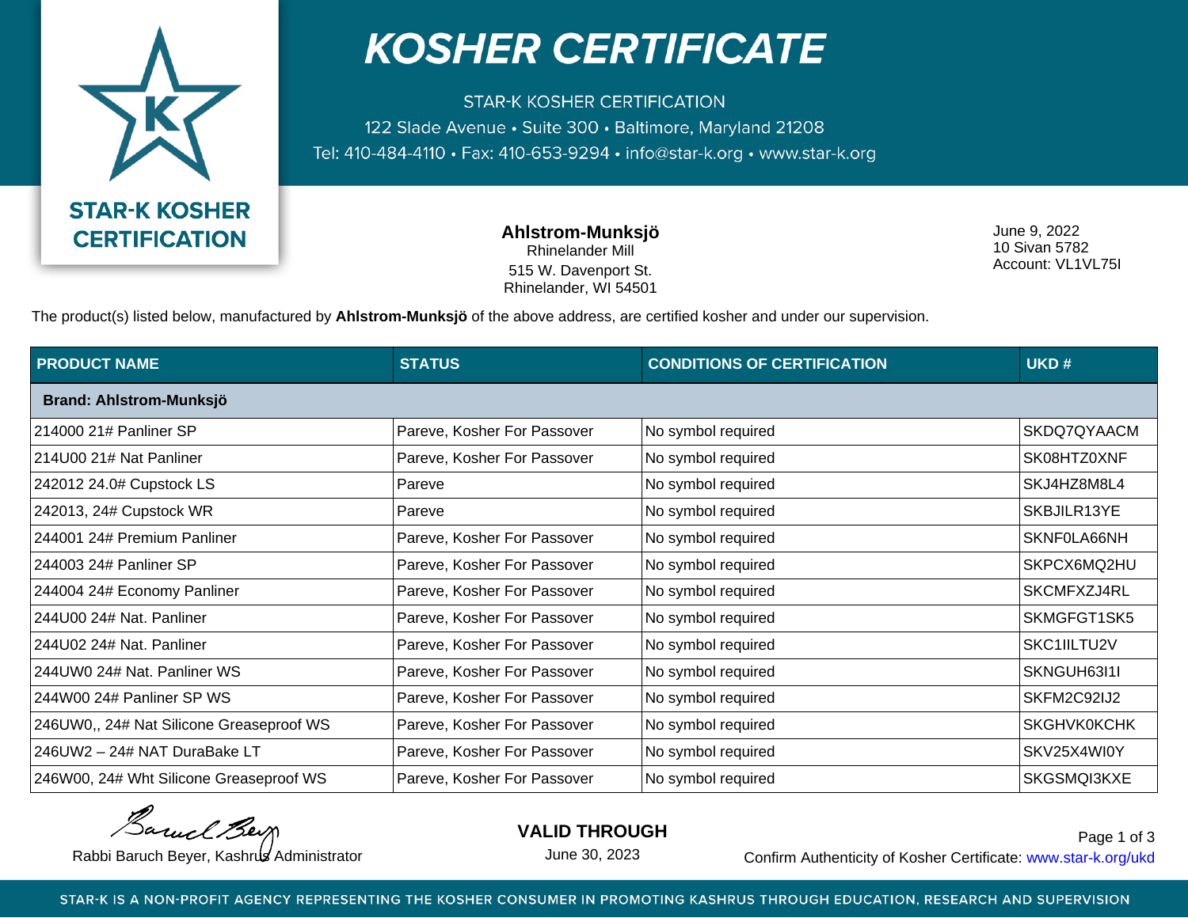# KOSHER CERTIFICATE

STAR-K KOSHER CERTIFICATION
122 Slade Avenue • Suite 300 • Baltimore, Maryland 21208
Tel: 410-484-4110 • Fax: 410-653-9294 • info@star-k.org • www.star-k.org

STAR-K KOSHER CERTIFICATION

**Ahlstrom-Munksjö**
Rhinelander Mill
515 W. Davenport St.
Rhinelander, WI 54501

June 9, 2022
10 Sivan 5782
Account: VL1VL75I

The product(s) listed below, manufactured by **Ahlstrom-Munksjö** of the above address, are certified kosher and under our supervision.

| PRODUCT NAME | STATUS | CONDITIONS OF CERTIFICATION | UKD # |
|---|---|---|---|
| **Brand: Ahlstrom-Munksjö** | | | |
| 214000 21# Panliner SP | Pareve, Kosher For Passover | No symbol required | SKDQ7QYAACM |
| 214U00 21# Nat Panliner | Pareve, Kosher For Passover | No symbol required | SK08HTZ0XNF |
| 242012 24.0# Cupstock LS | Pareve | No symbol required | SKJ4HZ8M8L4 |
| 242013, 24# Cupstock WR | Pareve | No symbol required | SKBJILR13YE |
| 244001 24# Premium Panliner | Pareve, Kosher For Passover | No symbol required | SKNF0LA66NH |
| 244003 24# Panliner SP | Pareve, Kosher For Passover | No symbol required | SKPCX6MQ2HU |
| 244004 24# Economy Panliner | Pareve, Kosher For Passover | No symbol required | SKCMFXZJ4RL |
| 244U00 24# Nat. Panliner | Pareve, Kosher For Passover | No symbol required | SKMGFGT1SK5 |
| 244U02 24# Nat. Panliner | Pareve, Kosher For Passover | No symbol required | SKC1IILTU2V |
| 244UW0 24# Nat. Panliner WS | Pareve, Kosher For Passover | No symbol required | SKNGUH63I1I |
| 244W00 24# Panliner SP WS | Pareve, Kosher For Passover | No symbol required | SKFM2C92IJ2 |
| 246UW0,, 24# Nat Silicone Greaseproof WS | Pareve, Kosher For Passover | No symbol required | SKGHVK0KCHK |
| 246UW2 – 24# NAT DuraBake LT | Pareve, Kosher For Passover | No symbol required | SKV25X4WI0Y |
| 246W00, 24# Wht Silicone Greaseproof WS | Pareve, Kosher For Passover | No symbol required | SKGSMQI3KXE |

Rabbi Baruch Beyer, Kashrus Administrator

**VALID THROUGH**
June 30, 2023

Confirm Authenticity of Kosher Certificate: www.star-k.org/ukd

STAR-K IS A NON-PROFIT AGENCY REPRESENTING THE KOSHER CONSUMER IN PROMOTING KASHRUS THROUGH EDUCATION, RESEARCH AND SUPERVISION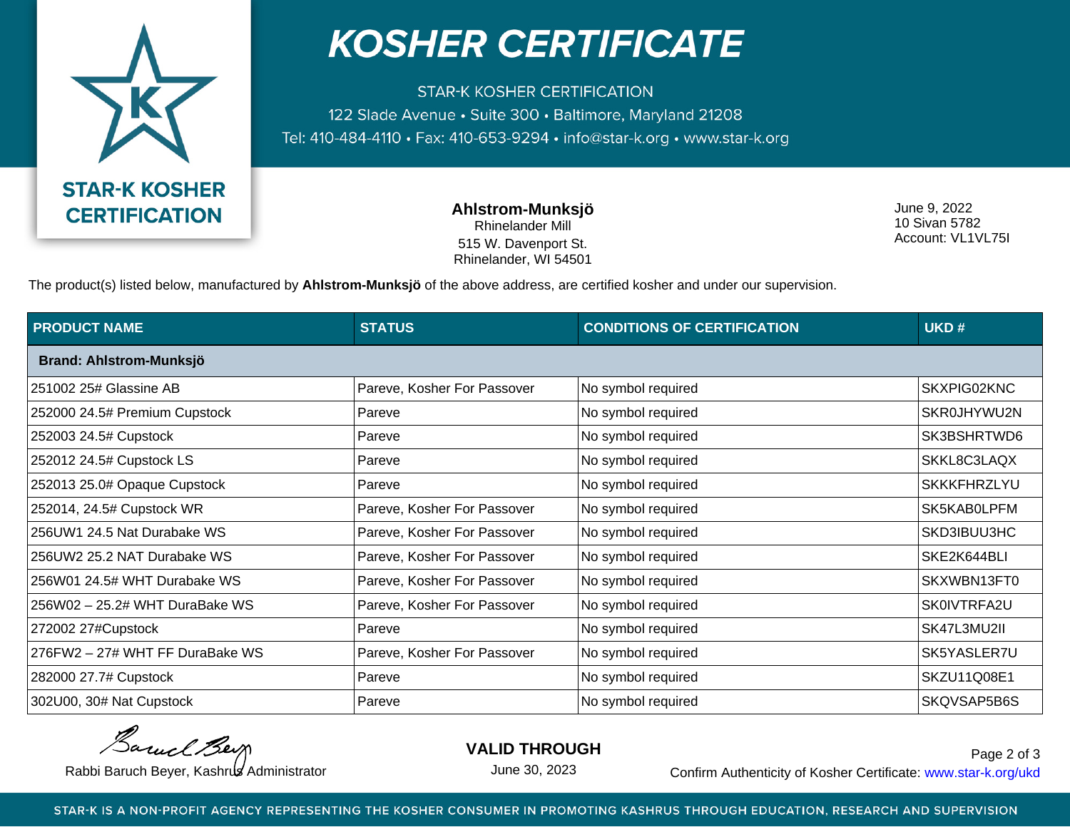# KOSHER CERTIFICATE

STAR-K KOSHER CERTIFICATION
122 Slade Avenue • Suite 300 • Baltimore, Maryland 21208
Tel: 410-484-4110 • Fax: 410-653-9294 • info@star-k.org • www.star-k.org

STAR-K KOSHER CERTIFICATION

**Ahlstrom-Munksjö**
Rhinelander Mill
515 W. Davenport St.
Rhinelander, WI 54501

June 9, 2022
10 Sivan 5782
Account: VL1VL75I

The product(s) listed below, manufactured by **Ahlstrom-Munksjö** of the above address, are certified kosher and under our supervision.

| PRODUCT NAME | STATUS | CONDITIONS OF CERTIFICATION | UKD # |
|---|---|---|---|
| **Brand: Ahlstrom-Munksjö** | | | |
| 251002 25# Glassine AB | Pareve, Kosher For Passover | No symbol required | SKXPIG02KNC |
| 252000 24.5# Premium Cupstock | Pareve | No symbol required | SKR0JHYWU2N |
| 252003 24.5# Cupstock | Pareve | No symbol required | SK3BSHRTWD6 |
| 252012 24.5# Cupstock LS | Pareve | No symbol required | SKKL8C3LAQX |
| 252013 25.0# Opaque Cupstock | Pareve | No symbol required | SKKKFHRZLYU |
| 252014, 24.5# Cupstock WR | Pareve, Kosher For Passover | No symbol required | SK5KAB0LPFM |
| 256UW1 24.5 Nat Durabake WS | Pareve, Kosher For Passover | No symbol required | SKD3IBUU3HC |
| 256UW2 25.2 NAT Durabake WS | Pareve, Kosher For Passover | No symbol required | SKE2K644BLI |
| 256W01 24.5# WHT Durabake WS | Pareve, Kosher For Passover | No symbol required | SKXWBN13FT0 |
| 256W02 – 25.2# WHT DuraBake WS | Pareve, Kosher For Passover | No symbol required | SK0IVTRFA2U |
| 272002 27#Cupstock | Pareve | No symbol required | SK47L3MU2II |
| 276FW2 – 27# WHT FF DuraBake WS | Pareve, Kosher For Passover | No symbol required | SK5YASLER7U |
| 282000 27.7# Cupstock | Pareve | No symbol required | SKZU11Q08E1 |
| 302U00, 30# Nat Cupstock | Pareve | No symbol required | SKQVSAP5B6S |

Rabbi Baruch Beyer, Kashrus Administrator

**VALID THROUGH**
June 30, 2023

Confirm Authenticity of Kosher Certificate: www.star-k.org/ukd

STAR-K IS A NON-PROFIT AGENCY REPRESENTING THE KOSHER CONSUMER IN PROMOTING KASHRUS THROUGH EDUCATION, RESEARCH AND SUPERVISION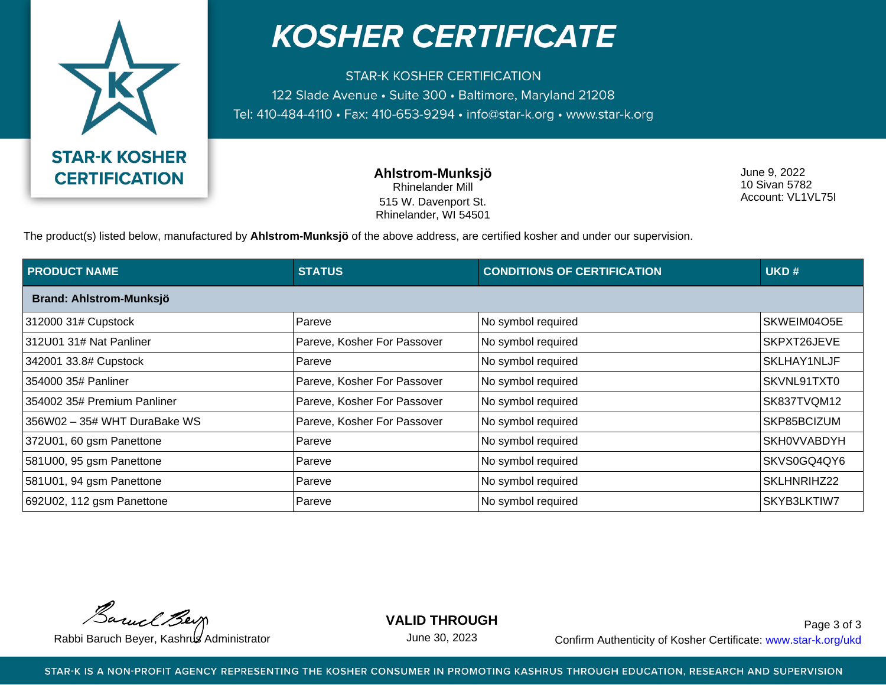# KOSHER CERTIFICATE

STAR-K KOSHER CERTIFICATION
122 Slade Avenue • Suite 300 • Baltimore, Maryland 21208
Tel: 410-484-4110 • Fax: 410-653-9294 • info@star-k.org • www.star-k.org

STAR-K KOSHER CERTIFICATION

**Ahlstrom-Munksjö**
Rhinelander Mill
515 W. Davenport St.
Rhinelander, WI 54501

June 9, 2022
10 Sivan 5782
Account: VL1VL75I

The product(s) listed below, manufactured by **Ahlstrom-Munksjö** of the above address, are certified kosher and under our supervision.

| PRODUCT NAME | STATUS | CONDITIONS OF CERTIFICATION | UKD # |
|---|---|---|---|
| **Brand: Ahlstrom-Munksjö** | | | |
| 312000 31# Cupstock | Pareve | No symbol required | SKWEIM04O5E |
| 312U01 31# Nat Panliner | Pareve, Kosher For Passover | No symbol required | SKPXT26JEVE |
| 342001 33.8# Cupstock | Pareve | No symbol required | SKLHAY1NLJF |
| 354000 35# Panliner | Pareve, Kosher For Passover | No symbol required | SKVNL91TXT0 |
| 354002 35# Premium Panliner | Pareve, Kosher For Passover | No symbol required | SK837TVQM12 |
| 356W02 – 35# WHT DuraBake WS | Pareve, Kosher For Passover | No symbol required | SKP85BCIZUM |
| 372U01, 60 gsm Panettone | Pareve | No symbol required | SKH0VVABDYH |
| 581U00, 95 gsm Panettone | Pareve | No symbol required | SKVS0GQ4QY6 |
| 581U01, 94 gsm Panettone | Pareve | No symbol required | SKLHNRIHZ22 |
| 692U02, 112 gsm Panettone | Pareve | No symbol required | SKYB3LKTIW7 |

Rabbi Baruch Beyer, Kashrus Administrator

**VALID THROUGH**
June 30, 2023

Confirm Authenticity of Kosher Certificate: www.star-k.org/ukd

STAR-K IS A NON-PROFIT AGENCY REPRESENTING THE KOSHER CONSUMER IN PROMOTING KASHRUS THROUGH EDUCATION, RESEARCH AND SUPERVISION